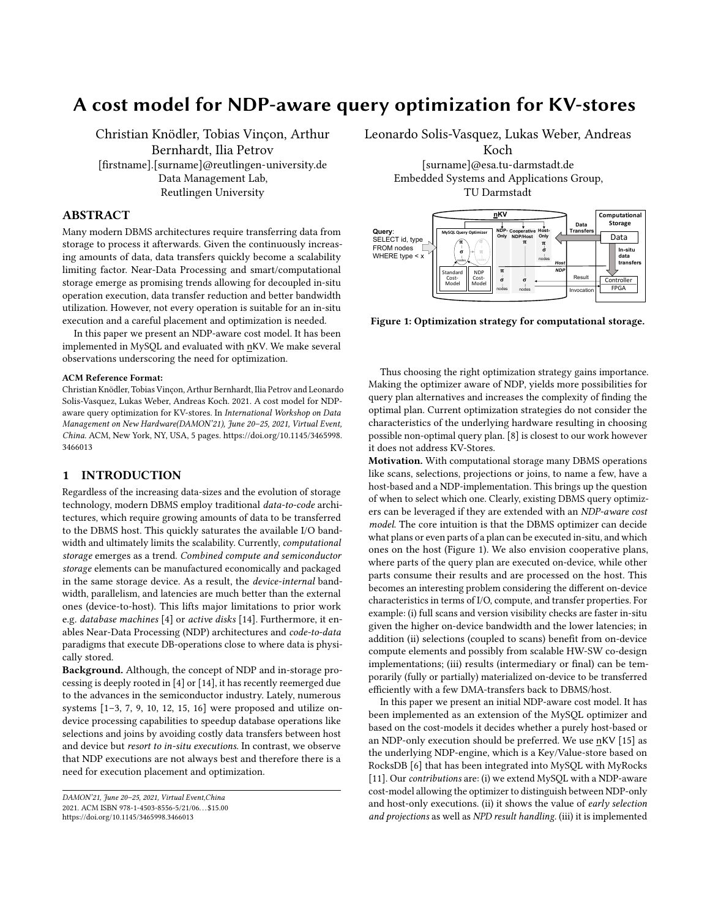# A cost model for NDP-aware query optimization for KV-stores

Christian Knödler, Tobias Vinçon, Arthur Bernhardt, Ilia Petrov
[firstname].[surname]@reutlingen-university.de
Data Management Lab,
Reutlingen University

Leonardo Solis-Vasquez, Lukas Weber, Andreas Koch
[surname]@esa.tu-darmstadt.de
Embedded Systems and Applications Group,
TU Darmstadt

## ABSTRACT

Many modern DBMS architectures require transferring data from storage to process it afterwards. Given the continuously increasing amounts of data, data transfers quickly become a scalability limiting factor. Near-Data Processing and smart/computational storage emerge as promising trends allowing for decoupled in-situ operation execution, data transfer reduction and better bandwidth utilization. However, not every operation is suitable for an in-situ execution and a careful placement and optimization is needed.

In this paper we present an NDP-aware cost model. It has been implemented in MySQL and evaluated with nKV. We make several observations underscoring the need for optimization.

**ACM Reference Format:**
Christian Knödler, Tobias Vinçon, Arthur Bernhardt, Ilia Petrov and Leonardo Solis-Vasquez, Lukas Weber, Andreas Koch. 2021. A cost model for NDP-aware query optimization for KV-stores. In *International Workshop on Data Management on New Hardware(DAMON'21), June 20–25, 2021, Virtual Event, China.* ACM, New York, NY, USA, 5 pages. https://doi.org/10.1145/3465998.3466013

## 1 INTRODUCTION

Regardless of the increasing data-sizes and the evolution of storage technology, modern DBMS employ traditional *data-to-code* architectures, which require growing amounts of data to be transferred to the DBMS host. This quickly saturates the available I/O bandwidth and ultimately limits the scalability. Currently, *computational storage* emerges as a trend. *Combined compute and semiconductor storage* elements can be manufactured economically and packaged in the same storage device. As a result, the *device-internal* bandwidth, parallelism, and latencies are much better than the external ones (device-to-host). This lifts major limitations to prior work e.g. *database machines* [4] or *active disks* [14]. Furthermore, it enables Near-Data Processing (NDP) architectures and *code-to-data* paradigms that execute DB-operations close to where data is physically stored.

**Background.** Although, the concept of NDP and in-storage processing is deeply rooted in [4] or [14], it has recently reemerged due to the advances in the semiconductor industry. Lately, numerous systems [1–3, 7, 9, 10, 12, 15, 16] were proposed and utilize on-device processing capabilities to speedup database operations like selections and joins by avoiding costly data transfers between host and device but *resort to in-situ executions*. In contrast, we observe that NDP executions are not always best and therefore there is a need for execution placement and optimization.

DAMON'21, June 20–25, 2021, Virtual Event,China
2021. ACM ISBN 978-1-4503-8556-5/21/06…$15.00
https://doi.org/10.1145/3465998.3466013

Figure 1: Optimization strategy for computational storage.

Thus choosing the right optimization strategy gains importance. Making the optimizer aware of NDP, yields more possibilities for query plan alternatives and increases the complexity of finding the optimal plan. Current optimization strategies do not consider the characteristics of the underlying hardware resulting in choosing possible non-optimal query plan. [8] is closest to our work however it does not address KV-Stores.

**Motivation.** With computational storage many DBMS operations like scans, selections, projections or joins, to name a few, have a host-based and a NDP-implementation. This brings up the question of when to select which one. Clearly, existing DBMS query optimizers can be leveraged if they are extended with an *NDP-aware cost model*. The core intuition is that the DBMS optimizer can decide what plans or even parts of a plan can be executed in-situ, and which ones on the host (Figure 1). We also envision cooperative plans, where parts of the query plan are executed on-device, while other parts consume their results and are processed on the host. This becomes an interesting problem considering the different on-device characteristics in terms of I/O, compute, and transfer properties. For example: (i) full scans and version visibility checks are faster in-situ given the higher on-device bandwidth and the lower latencies; in addition (ii) selections (coupled to scans) benefit from on-device compute elements and possibly from scalable HW-SW co-design implementations; (iii) results (intermediary or final) can be temporarily (fully or partially) materialized on-device to be transferred efficiently with a few DMA-transfers back to DBMS/host.

In this paper we present an initial NDP-aware cost model. It has been implemented as an extension of the MySQL optimizer and based on the cost-models it decides whether a purely host-based or an NDP-only execution should be preferred. We use nKV [15] as the underlying NDP-engine, which is a Key/Value-store based on RocksDB [6] that has been integrated into MySQL with MyRocks [11]. Our *contributions* are: (i) we extend MySQL with a NDP-aware cost-model allowing the optimizer to distinguish between NDP-only and host-only executions. (ii) it shows the value of *early selection and projections* as well as *NPD result handling*. (iii) it is implemented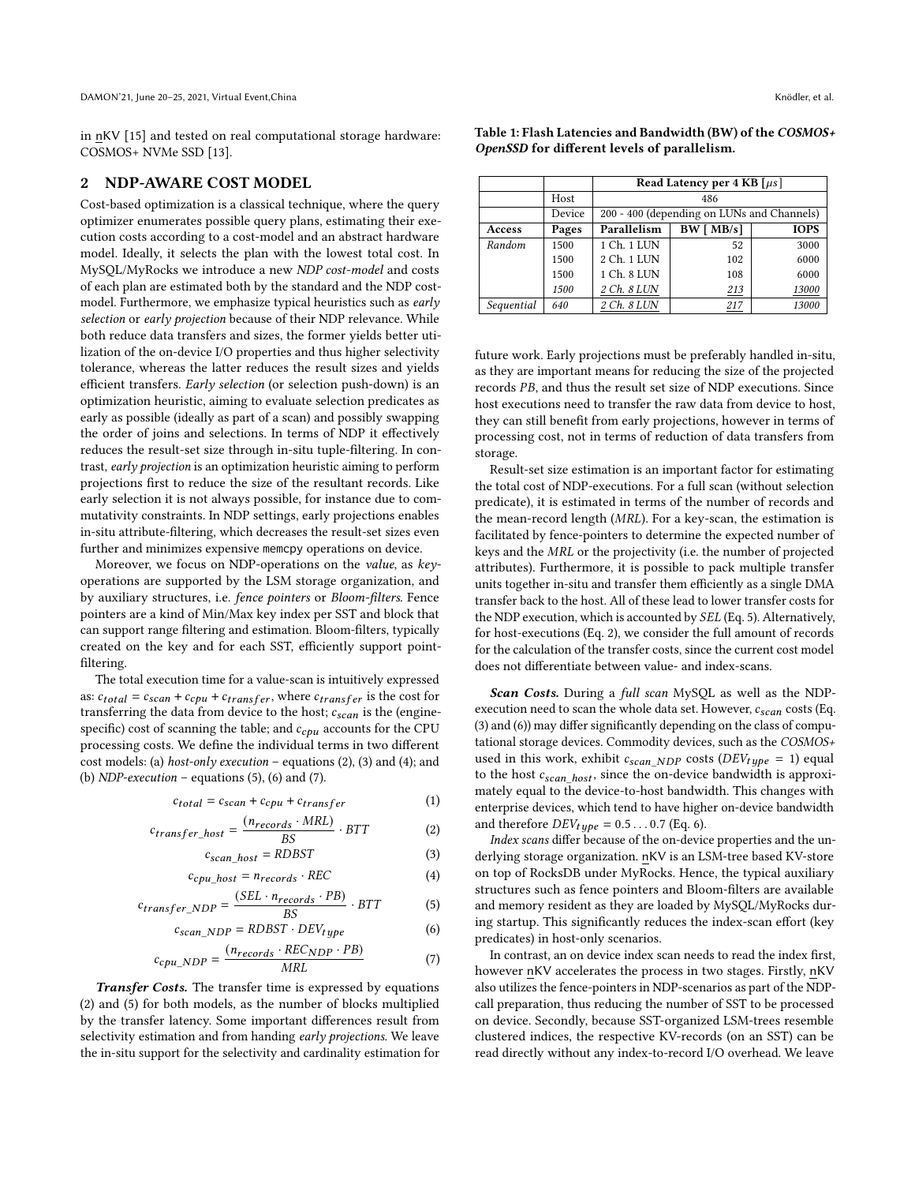in n̲KV [15] and tested on real computational storage hardware: COSMOS+ NVMe SSD [13].

## 2 NDP-AWARE COST MODEL

Cost-based optimization is a classical technique, where the query optimizer enumerates possible query plans, estimating their execution costs according to a cost-model and an abstract hardware model. Ideally, it selects the plan with the lowest total cost. In MySQL/MyRocks we introduce a new *NDP cost-model* and costs of each plan are estimated both by the standard and the NDP cost-model. Furthermore, we emphasize typical heuristics such as *early selection* or *early projection* because of their NDP relevance. While both reduce data transfers and sizes, the former yields better utilization of the on-device I/O properties and thus higher selectivity tolerance, whereas the latter reduces the result sizes and yields efficient transfers. *Early selection* (or selection push-down) is an optimization heuristic, aiming to evaluate selection predicates as early as possible (ideally as part of a scan) and possibly swapping the order of joins and selections. In terms of NDP it effectively reduces the result-set size through in-situ tuple-filtering. In contrast, *early projection* is an optimization heuristic aiming to perform projections first to reduce the size of the resultant records. Like early selection it is not always possible, for instance due to commutativity constraints. In NDP settings, early projections enables in-situ attribute-filtering, which decreases the result-set sizes even further and minimizes expensive `memcpy` operations on device.

Moreover, we focus on NDP-operations on the *value*, as *key*-operations are supported by the LSM storage organization, and by auxiliary structures, i.e. *fence pointers* or *Bloom-filters*. Fence pointers are a kind of Min/Max key index per SST and block that can support range filtering and estimation. Bloom-filters, typically created on the key and for each SST, efficiently support point-filtering.

The total execution time for a value-scan is intuitively expressed as: $c_{total} = c_{scan} + c_{cpu} + c_{transfer}$, where $c_{transfer}$ is the cost for transferring the data from device to the host; $c_{scan}$ is the (engine-specific) cost of scanning the table; and $c_{cpu}$ accounts for the CPU processing costs. We define the individual terms in two different cost models: (a) *host-only execution* – equations (2), (3) and (4); and (b) *NDP-execution* – equations (5), (6) and (7).

$$c_{total} = c_{scan} + c_{cpu} + c_{transfer} \tag{1}$$

$$c_{transfer\_host} = \frac{(n_{records} \cdot MRL)}{BS} \cdot BTT \tag{2}$$

$$c_{scan\_host} = RDBST \tag{3}$$

$$c_{cpu\_host} = n_{records} \cdot REC \tag{4}$$

$$c_{transfer\_NDP} = \frac{(SEL \cdot n_{records} \cdot PB)}{BS} \cdot BTT \tag{5}$$

$$c_{scan\_NDP} = RDBST \cdot DEV_{type} \tag{6}$$

$$c_{cpu\_NDP} = \frac{(n_{records} \cdot REC_{NDP} \cdot PB)}{MRL} \tag{7}$$

***Transfer Costs.*** The transfer time is expressed by equations (2) and (5) for both models, as the number of blocks multiplied by the transfer latency. Some important differences result from selectivity estimation and from handing *early projections*. We leave the in-situ support for the selectivity and cardinality estimation for future work. Early projections must be preferably handled in-situ, as they are important means for reducing the size of the projected records *PB*, and thus the result set size of NDP executions. Since host executions need to transfer the raw data from device to host, they can still benefit from early projections, however in terms of processing cost, not in terms of reduction of data transfers from storage.

Result-set size estimation is an important factor for estimating the total cost of NDP-executions. For a full scan (without selection predicate), it is estimated in terms of the number of records and the mean-record length (*MRL*). For a key-scan, the estimation is facilitated by fence-pointers to determine the expected number of keys and the *MRL* or the projectivity (i.e. the number of projected attributes). Furthermore, it is possible to pack multiple transfer units together in-situ and transfer them efficiently as a single DMA transfer back to the host. All of these lead to lower transfer costs for the NDP execution, which is accounted by *SEL* (Eq. 5). Alternatively, for host-executions (Eq. 2), we consider the full amount of records for the calculation of the transfer costs, since the current cost model does not differentiate between value- and index-scans.

***Scan Costs.*** During a *full scan* MySQL as well as the NDP-execution need to scan the whole data set. However, $c_{scan}$ costs (Eq. (3) and (6)) may differ significantly depending on the class of computational storage devices. Commodity devices, such as the *COSMOS+* used in this work, exhibit $c_{scan\_NDP}$ costs ($DEV_{type} = 1$) equal to the host $c_{scan\_host}$, since the on-device bandwidth is approximately equal to the device-to-host bandwidth. This changes with enterprise devices, which tend to have higher on-device bandwidth and therefore $DEV_{type} = 0.5 \ldots 0.7$ (Eq. 6).

*Index scans* differ because of the on-device properties and the underlying storage organization. n̲KV is an LSM-tree based KV-store on top of RocksDB under MyRocks. Hence, the typical auxiliary structures such as fence pointers and Bloom-filters are available and memory resident as they are loaded by MySQL/MyRocks during startup. This significantly reduces the index-scan effort (key predicates) in host-only scenarios.

In contrast, an on device index scan needs to read the index first, however n̲KV accelerates the process in two stages. Firstly, n̲KV also utilizes the fence-pointers in NDP-scenarios as part of the NDP-call preparation, thus reducing the number of SST to be processed on device. Secondly, because SST-organized LSM-trees resemble clustered indices, the respective KV-records (on an SST) can be read directly without any index-to-record I/O overhead. We leave

**Table 1: Flash Latencies and Bandwidth (BW) of the *COSMOS+ OpenSSD* for different levels of parallelism.**

| | | Read Latency per 4 KB [$\mu s$] | | |
|---|---|---|---|---|
| | Host | 486 | | |
| | Device | 200 - 400 (depending on LUNs and Channels) | | |
| **Access** | **Pages** | **Parallelism** | **BW [ MB/s]** | **IOPS** |
| *Random* | 1500 | 1 Ch. 1 LUN | 52 | 3000 |
| | 1500 | 2 Ch. 1 LUN | 102 | 6000 |
| | 1500 | 1 Ch. 8 LUN | 108 | 6000 |
| | *1500* | *2 Ch. 8 LUN* | *213* | *13000* |
| *Sequential* | *640* | *2 Ch. 8 LUN* | *217* | *13000* |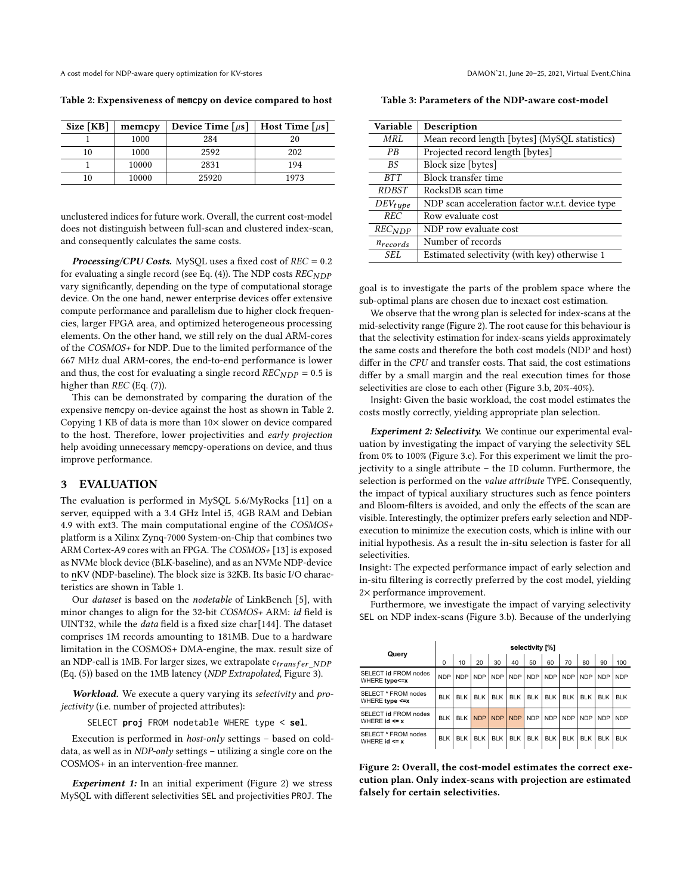**Table 2: Expensiveness of memcpy on device compared to host**

| Size [KB] | memcpy | Device Time [$\mu$s] | Host Time [$\mu$s] |
|---|---|---|---|
| 1 | 1000 | 284 | 20 |
| 10 | 1000 | 2592 | 202 |
| 1 | 10000 | 2831 | 194 |
| 10 | 10000 | 25920 | 1973 |

unclustered indices for future work. Overall, the current cost-model does not distinguish between full-scan and clustered index-scan, and consequently calculates the same costs.

***Processing/CPU Costs.*** MySQL uses a fixed cost of $REC = 0.2$ for evaluating a single record (see Eq. (4)). The NDP costs $REC_{NDP}$ vary significantly, depending on the type of computational storage device. On the one hand, newer enterprise devices offer extensive compute performance and parallelism due to higher clock frequencies, larger FPGA area, and optimized heterogeneous processing elements. On the other hand, we still rely on the dual ARM-cores of the *COSMOS+* for NDP. Due to the limited performance of the 667 MHz dual ARM-cores, the end-to-end performance is lower and thus, the cost for evaluating a single record $REC_{NDP} = 0.5$ is higher than $REC$ (Eq. (7)).

This can be demonstrated by comparing the duration of the expensive memcpy on-device against the host as shown in Table 2. Copying 1 KB of data is more than 10× slower on device compared to the host. Therefore, lower projectivities and *early projection* help avoiding unnecessary memcpy-operations on device, and thus improve performance.

## 3 EVALUATION

The evaluation is performed in MySQL 5.6/MyRocks [11] on a server, equipped with a 3.4 GHz Intel i5, 4GB RAM and Debian 4.9 with ext3. The main computational engine of the *COSMOS+* platform is a Xilinx Zynq-7000 System-on-Chip that combines two ARM Cortex-A9 cores with an FPGA. The *COSMOS+* [13] is exposed as NVMe block device (BLK-baseline), and as an NVMe NDP-device to nKV (NDP-baseline). The block size is 32KB. Its basic I/O characteristics are shown in Table 1.

Our *dataset* is based on the *nodetable* of LinkBench [5], with minor changes to align for the 32-bit *COSMOS+* ARM: *id* field is UINT32, while the *data* field is a fixed size char[144]. The dataset comprises 1M records amounting to 181MB. Due to a hardware limitation in the COSMOS+ DMA-engine, the max. result size of an NDP-call is 1MB. For larger sizes, we extrapolate $c_{transfer\_NDP}$ (Eq. (5)) based on the 1MB latency (*NDP Extrapolated*, Figure 3).

***Workload.*** We execute a query varying its *selectivity* and *projectivity* (i.e. number of projected attributes):

```
SELECT proj FROM nodetable WHERE type < sel.
```

Execution is performed in *host-only* settings – based on cold-data, as well as in *NDP-only* settings – utilizing a single core on the COSMOS+ in an intervention-free manner.

***Experiment 1:*** In an initial experiment (Figure 2) we stress MySQL with different selectivities SEL and projectivities PROJ. The goal is to investigate the parts of the problem space where the sub-optimal plans are chosen due to inexact cost estimation.

We observe that the wrong plan is selected for index-scans at the mid-selectivity range (Figure 2). The root cause for this behaviour is that the selectivity estimation for index-scans yields approximately the same costs and therefore the both cost models (NDP and host) differ in the *CPU* and transfer costs. That said, the cost estimations differ by a small margin and the real execution times for those selectivities are close to each other (Figure 3.b, 20%-40%).

Insight: Given the basic workload, the cost model estimates the costs mostly correctly, yielding appropriate plan selection.

***Experiment 2: Selectivity.*** We continue our experimental evaluation by investigating the impact of varying the selectivity SEL from 0% to 100% (Figure 3.c). For this experiment we limit the projectivity to a single attribute – the ID column. Furthermore, the selection is performed on the *value attribute* TYPE. Consequently, the impact of typical auxiliary structures such as fence pointers and Bloom-filters is avoided, and only the effects of the scan are visible. Interestingly, the optimizer prefers early selection and NDP-execution to minimize the execution costs, which is inline with our initial hypothesis. As a result the in-situ selection is faster for all selectivities.

Insight: The expected performance impact of early selection and in-situ filtering is correctly preferred by the cost model, yielding 2× performance improvement.

Furthermore, we investigate the impact of varying selectivity SEL on NDP index-scans (Figure 3.b). Because of the underlying

**Table 3: Parameters of the NDP-aware cost-model**

| Variable | Description |
|---|---|
| $MRL$ | Mean record length [bytes] (MySQL statistics) |
| $PB$ | Projected record length [bytes] |
| $BS$ | Block size [bytes] |
| $BTT$ | Block transfer time |
| $RDBST$ | RocksDB scan time |
| $DEV_{type}$ | NDP scan acceleration factor w.r.t. device type |
| $REC$ | Row evaluate cost |
| $REC_{NDP}$ | NDP row evaluate cost |
| $n_{records}$ | Number of records |
| $SEL$ | Estimated selectivity (with key) otherwise 1 |

| Query | selectivity [%] | | | | | | | | | | |
|---|---|---|---|---|---|---|---|---|---|---|---|
| | 0 | 10 | 20 | 30 | 40 | 50 | 60 | 70 | 80 | 90 | 100 |
| SELECT **id** FROM nodes WHERE **type<=x** | NDP | NDP | NDP | NDP | NDP | NDP | NDP | NDP | NDP | NDP | NDP |
| SELECT * FROM nodes WHERE **type <=x** | BLK | BLK | BLK | BLK | BLK | BLK | BLK | BLK | BLK | BLK | BLK |
| SELECT **id** FROM nodes WHERE **id <= x** | BLK | BLK | NDP | NDP | NDP | NDP | NDP | NDP | NDP | NDP | NDP |
| SELECT * FROM nodes WHERE **id <= x** | BLK | BLK | BLK | BLK | BLK | BLK | BLK | BLK | BLK | BLK | BLK |

**Figure 2: Overall, the cost-model estimates the correct execution plan. Only index-scans with projection are estimated falsely for certain selectivities.**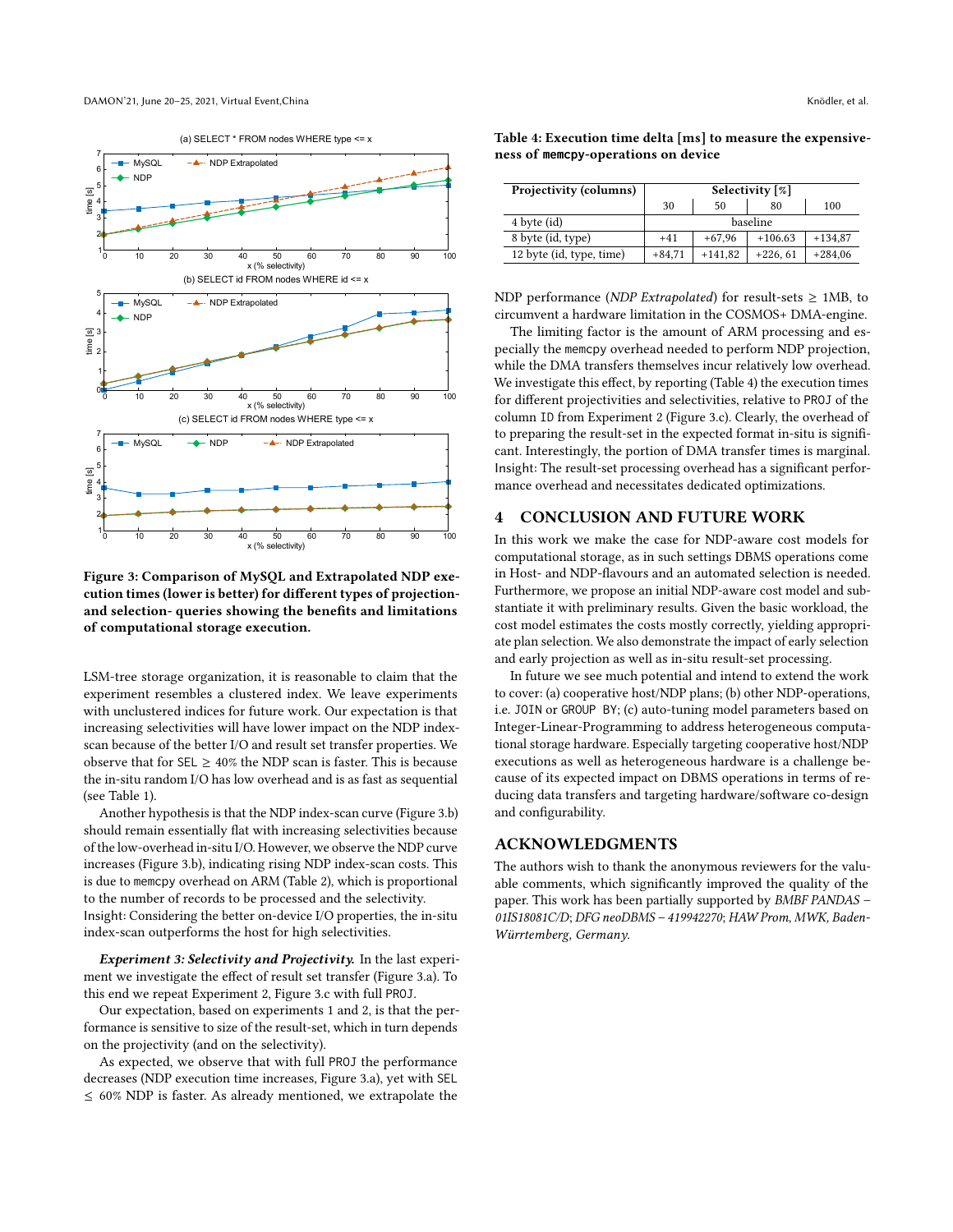Figure 3: Comparison of MySQL and Extrapolated NDP execution times (lower is better) for different types of projection- and selection- queries showing the benefits and limitations of computational storage execution.

LSM-tree storage organization, it is reasonable to claim that the experiment resembles a clustered index. We leave experiments with unclustered indices for future work. Our expectation is that increasing selectivities will have lower impact on the NDP index-scan because of the better I/O and result set transfer properties. We observe that for SEL $\geq$ 40% the NDP scan is faster. This is because the in-situ random I/O has low overhead and is as fast as sequential (see Table 1).

Another hypothesis is that the NDP index-scan curve (Figure 3.b) should remain essentially flat with increasing selectivities because of the low-overhead in-situ I/O. However, we observe the NDP curve increases (Figure 3.b), indicating rising NDP index-scan costs. This is due to memcpy overhead on ARM (Table 2), which is proportional to the number of records to be processed and the selectivity.
Insight: Considering the better on-device I/O properties, the in-situ index-scan outperforms the host for high selectivities.

***Experiment 3: Selectivity and Projectivity.*** In the last experiment we investigate the effect of result set transfer (Figure 3.a). To this end we repeat Experiment 2, Figure 3.c with full PROJ.

Our expectation, based on experiments 1 and 2, is that the performance is sensitive to size of the result-set, which in turn depends on the projectivity (and on the selectivity).

As expected, we observe that with full PROJ the performance decreases (NDP execution time increases, Figure 3.a), yet with SEL $\leq$ 60% NDP is faster. As already mentioned, we extrapolate the NDP performance (*NDP Extrapolated*) for result-sets $\geq$ 1MB, to circumvent a hardware limitation in the COSMOS+ DMA-engine.

The limiting factor is the amount of ARM processing and especially the memcpy overhead needed to perform NDP projection, while the DMA transfers themselves incur relatively low overhead. We investigate this effect, by reporting (Table 4) the execution times for different projectivities and selectivities, relative to PROJ of the column ID from Experiment 2 (Figure 3.c). Clearly, the overhead of to preparing the result-set in the expected format in-situ is significant. Interestingly, the portion of DMA transfer times is marginal.
Insight: The result-set processing overhead has a significant performance overhead and necessitates dedicated optimizations.

**Table 4: Execution time delta [ms] to measure the expensiveness of memcpy-operations on device**

| Projectivity (columns) | Selectivity [%] | | | |
|---|---|---|---|---|
| | 30 | 50 | 80 | 100 |
| 4 byte (id) | baseline | | | |
| 8 byte (id, type) | +41 | +67,96 | +106.63 | +134,87 |
| 12 byte (id, type, time) | +84,71 | +141,82 | +226, 61 | +284,06 |

## 4 CONCLUSION AND FUTURE WORK

In this work we make the case for NDP-aware cost models for computational storage, as in such settings DBMS operations come in Host- and NDP-flavours and an automated selection is needed. Furthermore, we propose an initial NDP-aware cost model and substantiate it with preliminary results. Given the basic workload, the cost model estimates the costs mostly correctly, yielding appropriate plan selection. We also demonstrate the impact of early selection and early projection as well as in-situ result-set processing.

In future we see much potential and intend to extend the work to cover: (a) cooperative host/NDP plans; (b) other NDP-operations, i.e. JOIN or GROUP BY; (c) auto-tuning model parameters based on Integer-Linear-Programming to address heterogeneous computational storage hardware. Especially targeting cooperative host/NDP executions as well as heterogeneous hardware is a challenge because of its expected impact on DBMS operations in terms of reducing data transfers and targeting hardware/software co-design and configurability.

## ACKNOWLEDGMENTS

The authors wish to thank the anonymous reviewers for the valuable comments, which significantly improved the quality of the paper. This work has been partially supported by *BMBF PANDAS – 01IS18081C/D*; *DFG neoDBMS – 419942270*; *HAW Prom, MWK, Baden-Württemberg, Germany.*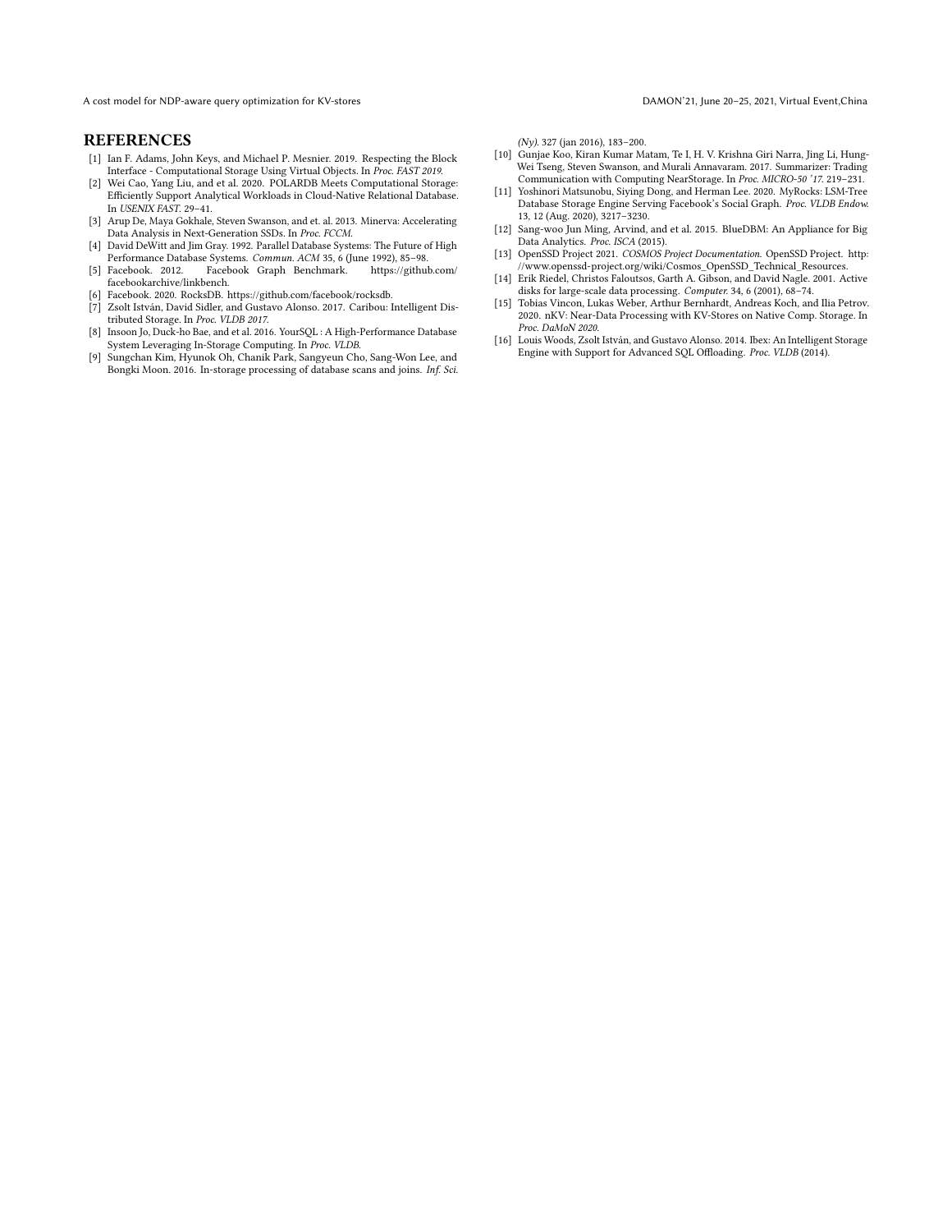# REFERENCES

[1] Ian F. Adams, John Keys, and Michael P. Mesnier. 2019. Respecting the Block Interface - Computational Storage Using Virtual Objects. In *Proc. FAST 2019*.

[2] Wei Cao, Yang Liu, and et al. 2020. POLARDB Meets Computational Storage: Efficiently Support Analytical Workloads in Cloud-Native Relational Database. In *USENIX FAST*. 29–41.

[3] Arup De, Maya Gokhale, Steven Swanson, and et. al. 2013. Minerva: Accelerating Data Analysis in Next-Generation SSDs. In *Proc. FCCM*.

[4] David DeWitt and Jim Gray. 1992. Parallel Database Systems: The Future of High Performance Database Systems. *Commun. ACM* 35, 6 (June 1992), 85–98.

[5] Facebook. 2012. Facebook Graph Benchmark. https://github.com/facebookarchive/linkbench.

[6] Facebook. 2020. RocksDB. https://github.com/facebook/rocksdb.

[7] Zsolt István, David Sidler, and Gustavo Alonso. 2017. Caribou: Intelligent Distributed Storage. In *Proc. VLDB 2017*.

[8] Insoon Jo, Duck-ho Bae, and et al. 2016. YourSQL : A High-Performance Database System Leveraging In-Storage Computing. In *Proc. VLDB*.

[9] Sungchan Kim, Hyunok Oh, Chanik Park, Sangyeun Cho, Sang-Won Lee, and Bongki Moon. 2016. In-storage processing of database scans and joins. *Inf. Sci. (Ny)*. 327 (jan 2016), 183–200.

[10] Gunjae Koo, Kiran Kumar Matam, Te I, H. V. Krishna Giri Narra, Jing Li, Hung-Wei Tseng, Steven Swanson, and Murali Annavaram. 2017. Summarizer: Trading Communication with Computing NearStorage. In *Proc. MICRO-50 '17*. 219–231.

[11] Yoshinori Matsunobu, Siying Dong, and Herman Lee. 2020. MyRocks: LSM-Tree Database Storage Engine Serving Facebook's Social Graph. *Proc. VLDB Endow.* 13, 12 (Aug. 2020), 3217–3230.

[12] Sang-woo Jun Ming, Arvind, and et al. 2015. BlueDBM: An Appliance for Big Data Analytics. *Proc. ISCA* (2015).

[13] OpenSSD Project 2021. *COSMOS Project Documentation*. OpenSSD Project. http://www.openssd-project.org/wiki/Cosmos_OpenSSD_Technical_Resources.

[14] Erik Riedel, Christos Faloutsos, Garth A. Gibson, and David Nagle. 2001. Active disks for large-scale data processing. *Computer.* 34, 6 (2001), 68–74.

[15] Tobias Vincon, Lukas Weber, Arthur Bernhardt, Andreas Koch, and Ilia Petrov. 2020. nKV: Near-Data Processing with KV-Stores on Native Comp. Storage. In *Proc. DaMoN 2020*.

[16] Louis Woods, Zsolt István, and Gustavo Alonso. 2014. Ibex: An Intelligent Storage Engine with Support for Advanced SQL Offloading. *Proc. VLDB* (2014).